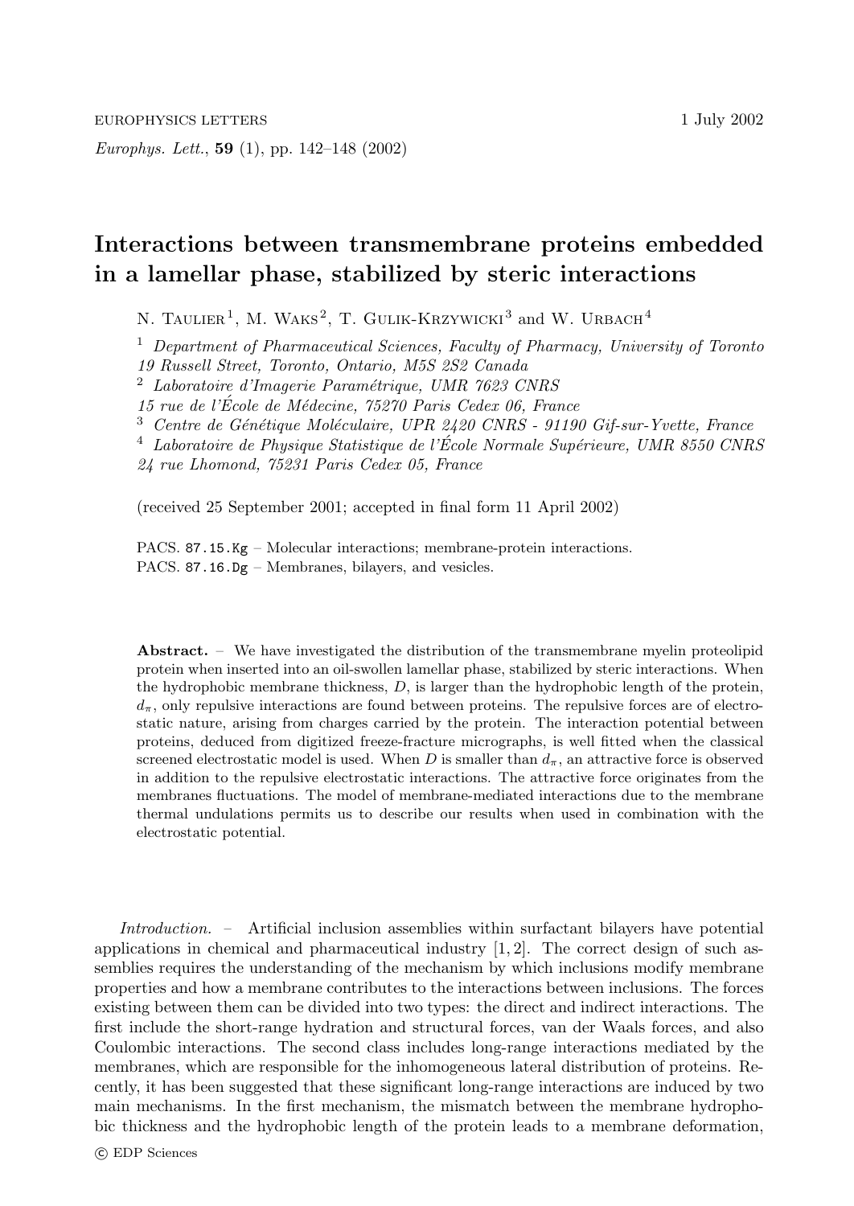# Interactions between transmembrane proteins embedded in a lamellar phase, stabilized by steric interactions

N. Taulier[1], M. Waks[2], T. Gulik-Krzywicki[3] and W. Urbach[4]

[1] *Department of Pharmaceutical Sciences, Faculty of Pharmacy, University of Toronto 19 Russell Street, Toronto, Ontario, M5S 2S2 Canada*
[2] *Laboratoire d'Imagerie Paramétrique, UMR 7623 CNRS 15 rue de l'École de Médecine, 75270 Paris Cedex 06, France*
[3] *Centre de Génétique Moléculaire, UPR 2420 CNRS - 91190 Gif-sur-Yvette, France*
[4] *Laboratoire de Physique Statistique de l'École Normale Supérieure, UMR 8550 CNRS 24 rue Lhomond, 75231 Paris Cedex 05, France*

(received 25 September 2001; accepted in final form 11 April 2002)

PACS. 87.15.Kg – Molecular interactions; membrane-protein interactions.
PACS. 87.16.Dg – Membranes, bilayers, and vesicles.

**Abstract.** – We have investigated the distribution of the transmembrane myelin proteolipid protein when inserted into an oil-swollen lamellar phase, stabilized by steric interactions. When the hydrophobic membrane thickness, $D$, is larger than the hydrophobic length of the protein, $d_\pi$, only repulsive interactions are found between proteins. The repulsive forces are of electrostatic nature, arising from charges carried by the protein. The interaction potential between proteins, deduced from digitized freeze-fracture micrographs, is well fitted when the classical screened electrostatic model is used. When $D$ is smaller than $d_\pi$, an attractive force is observed in addition to the repulsive electrostatic interactions. The attractive force originates from the membranes fluctuations. The model of membrane-mediated interactions due to the membrane thermal undulations permits us to describe our results when used in combination with the electrostatic potential.

*Introduction.* – Artificial inclusion assemblies within surfactant bilayers have potential applications in chemical and pharmaceutical industry [1, 2]. The correct design of such assemblies requires the understanding of the mechanism by which inclusions modify membrane properties and how a membrane contributes to the interactions between inclusions. The forces existing between them can be divided into two types: the direct and indirect interactions. The first include the short-range hydration and structural forces, van der Waals forces, and also Coulombic interactions. The second class includes long-range interactions mediated by the membranes, which are responsible for the inhomogeneous lateral distribution of proteins. Recently, it has been suggested that these significant long-range interactions are induced by two main mechanisms. In the first mechanism, the mismatch between the membrane hydrophobic thickness and the hydrophobic length of the protein leads to a membrane deformation,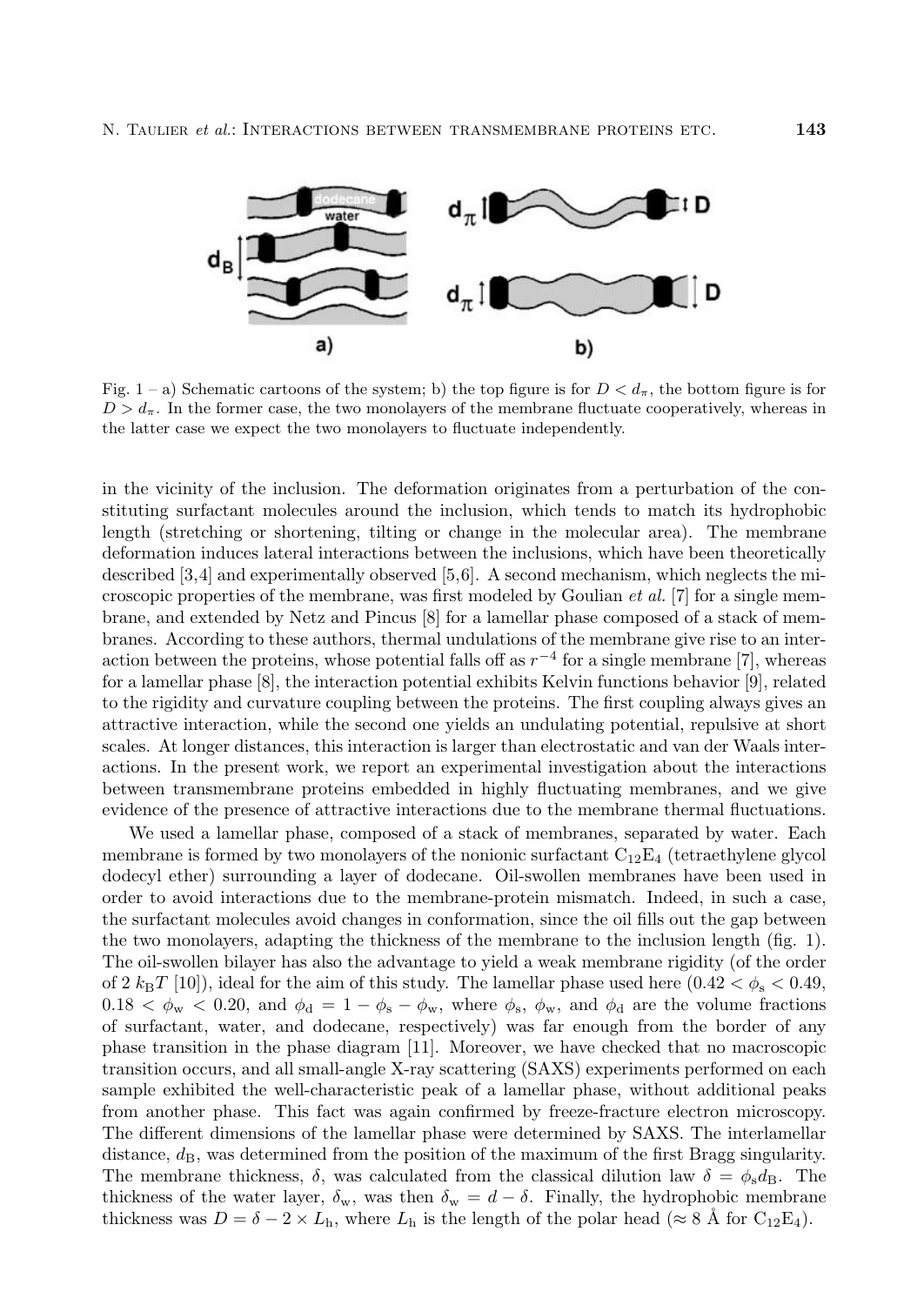Fig. 1 – a) Schematic cartoons of the system; b) the top figure is for $D < d_\pi$, the bottom figure is for $D > d_\pi$. In the former case, the two monolayers of the membrane fluctuate cooperatively, whereas in the latter case we expect the two monolayers to fluctuate independently.

in the vicinity of the inclusion. The deformation originates from a perturbation of the constituting surfactant molecules around the inclusion, which tends to match its hydrophobic length (stretching or shortening, tilting or change in the molecular area). The membrane deformation induces lateral interactions between the inclusions, which have been theoretically described [3,4] and experimentally observed [5,6]. A second mechanism, which neglects the microscopic properties of the membrane, was first modeled by Goulian *et al.* [7] for a single membrane, and extended by Netz and Pincus [8] for a lamellar phase composed of a stack of membranes. According to these authors, thermal undulations of the membrane give rise to an interaction between the proteins, whose potential falls off as $r^{-4}$ for a single membrane [7], whereas for a lamellar phase [8], the interaction potential exhibits Kelvin functions behavior [9], related to the rigidity and curvature coupling between the proteins. The first coupling always gives an attractive interaction, while the second one yields an undulating potential, repulsive at short scales. At longer distances, this interaction is larger than electrostatic and van der Waals interactions. In the present work, we report an experimental investigation about the interactions between transmembrane proteins embedded in highly fluctuating membranes, and we give evidence of the presence of attractive interactions due to the membrane thermal fluctuations.

We used a lamellar phase, composed of a stack of membranes, separated by water. Each membrane is formed by two monolayers of the nonionic surfactant $C_{12}E_4$ (tetraethylene glycol dodecyl ether) surrounding a layer of dodecane. Oil-swollen membranes have been used in order to avoid interactions due to the membrane-protein mismatch. Indeed, in such a case, the surfactant molecules avoid changes in conformation, since the oil fills out the gap between the two monolayers, adapting the thickness of the membrane to the inclusion length (fig. 1). The oil-swollen bilayer has also the advantage to yield a weak membrane rigidity (of the order of $2\,k_B T$ [10]), ideal for the aim of this study. The lamellar phase used here ($0.42 < \phi_s < 0.49$, $0.18 < \phi_w < 0.20$, and $\phi_d = 1 - \phi_s - \phi_w$, where $\phi_s$, $\phi_w$, and $\phi_d$ are the volume fractions of surfactant, water, and dodecane, respectively) was far enough from the border of any phase transition in the phase diagram [11]. Moreover, we have checked that no macroscopic transition occurs, and all small-angle X-ray scattering (SAXS) experiments performed on each sample exhibited the well-characteristic peak of a lamellar phase, without additional peaks from another phase. This fact was again confirmed by freeze-fracture electron microscopy. The different dimensions of the lamellar phase were determined by SAXS. The interlamellar distance, $d_B$, was determined from the position of the maximum of the first Bragg singularity. The membrane thickness, $\delta$, was calculated from the classical dilution law $\delta = \phi_s d_B$. The thickness of the water layer, $\delta_w$, was then $\delta_w = d - \delta$. Finally, the hydrophobic membrane thickness was $D = \delta - 2 \times L_h$, where $L_h$ is the length of the polar head ($\approx 8$ Å for $C_{12}E_4$).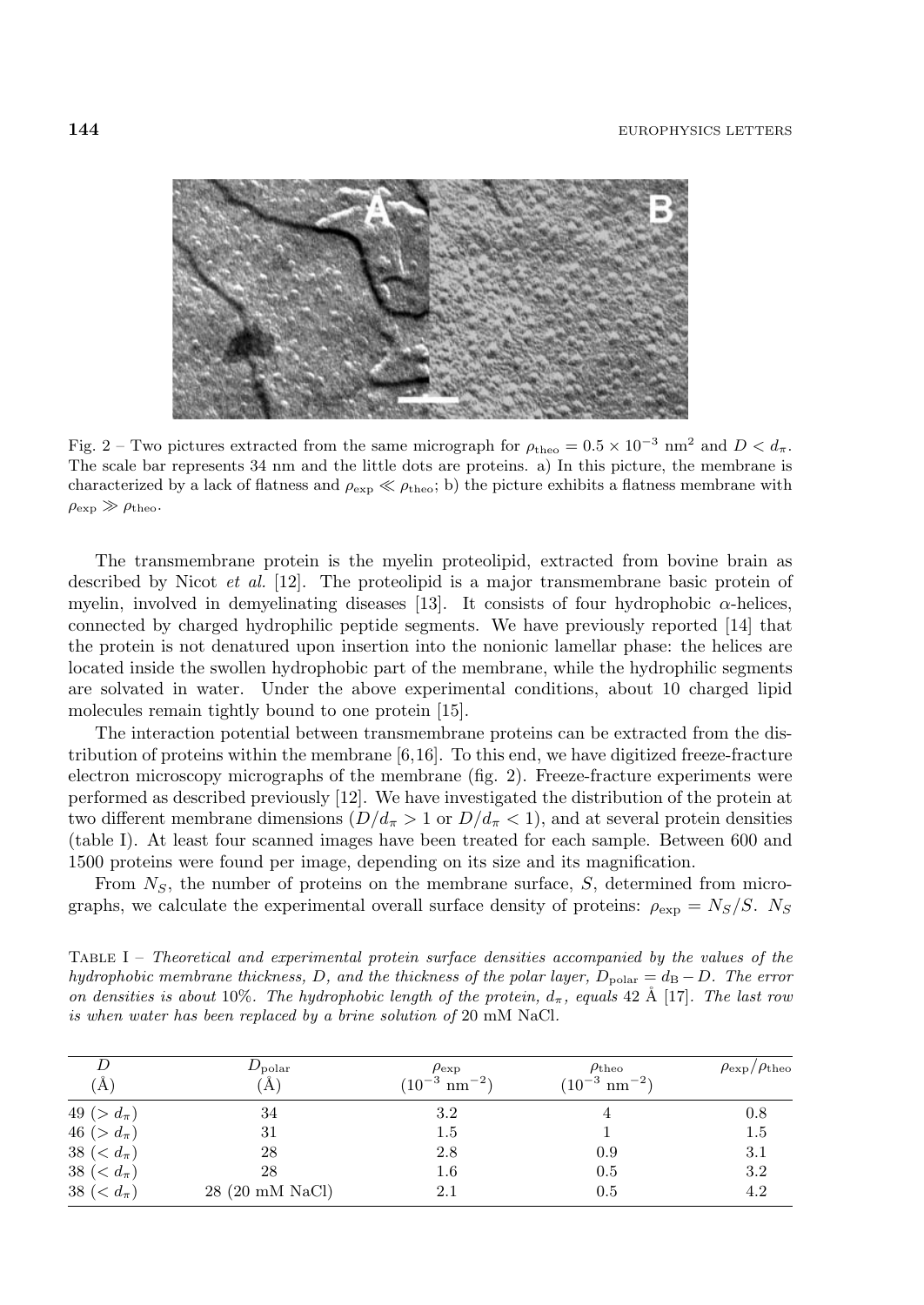Fig. 2 – Two pictures extracted from the same micrograph for $\rho_{\text{theo}} = 0.5 \times 10^{-3}$ nm$^2$ and $D < d_\pi$. The scale bar represents 34 nm and the little dots are proteins. a) In this picture, the membrane is characterized by a lack of flatness and $\rho_{\text{exp}} \ll \rho_{\text{theo}}$; b) the picture exhibits a flatness membrane with $\rho_{\text{exp}} \gg \rho_{\text{theo}}$.

The transmembrane protein is the myelin proteolipid, extracted from bovine brain as described by Nicot *et al.* [12]. The proteolipid is a major transmembrane basic protein of myelin, involved in demyelinating diseases [13]. It consists of four hydrophobic $\alpha$-helices, connected by charged hydrophilic peptide segments. We have previously reported [14] that the protein is not denatured upon insertion into the nonionic lamellar phase: the helices are located inside the swollen hydrophobic part of the membrane, while the hydrophilic segments are solvated in water. Under the above experimental conditions, about 10 charged lipid molecules remain tightly bound to one protein [15].

The interaction potential between transmembrane proteins can be extracted from the distribution of proteins within the membrane [6,16]. To this end, we have digitized freeze-fracture electron microscopy micrographs of the membrane (fig. 2). Freeze-fracture experiments were performed as described previously [12]. We have investigated the distribution of the protein at two different membrane dimensions ($D/d_\pi > 1$ or $D/d_\pi < 1$), and at several protein densities (table I). At least four scanned images have been treated for each sample. Between 600 and 1500 proteins were found per image, depending on its size and its magnification.

From $N_S$, the number of proteins on the membrane surface, $S$, determined from micrographs, we calculate the experimental overall surface density of proteins: $\rho_{\text{exp}} = N_S/S$. $N_S$

Table I – *Theoretical and experimental protein surface densities accompanied by the values of the hydrophobic membrane thickness, $D$, and the thickness of the polar layer, $D_{\text{polar}} = d_{\text{B}} - D$. The error on densities is about 10%. The hydrophobic length of the protein, $d_\pi$, equals 42 Å [17]. The last row is when water has been replaced by a brine solution of 20 mM NaCl.*

| $D$ (Å) | $D_{\text{polar}}$ (Å) | $\rho_{\text{exp}}$ ($10^{-3}$ nm$^{-2}$) | $\rho_{\text{theo}}$ ($10^{-3}$ nm$^{-2}$) | $\rho_{\text{exp}}/\rho_{\text{theo}}$ |
|---|---|---|---|---|
| 49 ($> d_\pi$) | 34 | 3.2 | 4 | 0.8 |
| 46 ($> d_\pi$) | 31 | 1.5 | 1 | 1.5 |
| 38 ($< d_\pi$) | 28 | 2.8 | 0.9 | 3.1 |
| 38 ($< d_\pi$) | 28 | 1.6 | 0.5 | 3.2 |
| 38 ($< d_\pi$) | 28 (20 mM NaCl) | 2.1 | 0.5 | 4.2 |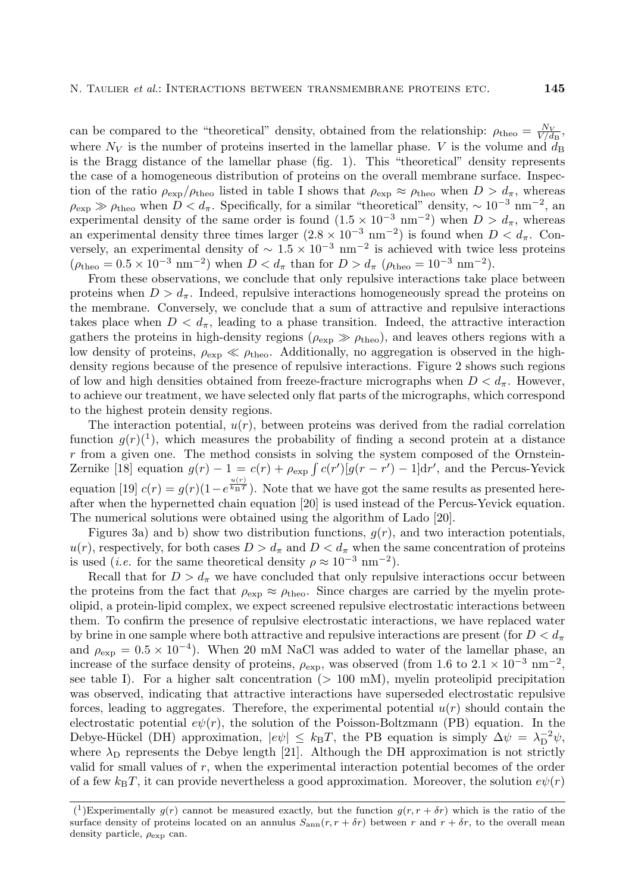can be compared to the "theoretical" density, obtained from the relationship: $\rho_{\text{theo}} = \frac{N_V}{V/d_{\text{B}}}$, where $N_V$ is the number of proteins inserted in the lamellar phase. $V$ is the volume and $d_{\text{B}}$ is the Bragg distance of the lamellar phase (fig. 1). This "theoretical" density represents the case of a homogeneous distribution of proteins on the overall membrane surface. Inspection of the ratio $\rho_{\exp}/\rho_{\text{theo}}$ listed in table I shows that $\rho_{\exp} \approx \rho_{\text{theo}}$ when $D > d_\pi$, whereas $\rho_{\exp} \gg \rho_{\text{theo}}$ when $D < d_\pi$. Specifically, for a similar "theoretical" density, $\sim 10^{-3}$ nm$^{-2}$, an experimental density of the same order is found ($1.5 \times 10^{-3}$ nm$^{-2}$) when $D > d_\pi$, whereas an experimental density three times larger ($2.8 \times 10^{-3}$ nm$^{-2}$) is found when $D < d_\pi$. Conversely, an experimental density of $\sim 1.5 \times 10^{-3}$ nm$^{-2}$ is achieved with twice less proteins ($\rho_{\text{theo}} = 0.5 \times 10^{-3}$ nm$^{-2}$) when $D < d_\pi$ than for $D > d_\pi$ ($\rho_{\text{theo}} = 10^{-3}$ nm$^{-2}$).

From these observations, we conclude that only repulsive interactions take place between proteins when $D > d_\pi$. Indeed, repulsive interactions homogeneously spread the proteins on the membrane. Conversely, we conclude that a sum of attractive and repulsive interactions takes place when $D < d_\pi$, leading to a phase transition. Indeed, the attractive interaction gathers the proteins in high-density regions ($\rho_{\exp} \gg \rho_{\text{theo}}$), and leaves others regions with a low density of proteins, $\rho_{\exp} \ll \rho_{\text{theo}}$. Additionally, no aggregation is observed in the high-density regions because of the presence of repulsive interactions. Figure 2 shows such regions of low and high densities obtained from freeze-fracture micrographs when $D < d_\pi$. However, to achieve our treatment, we have selected only flat parts of the micrographs, which correspond to the highest protein density regions.

The interaction potential, $u(r)$, between proteins was derived from the radial correlation function $g(r)$[1], which measures the probability of finding a second protein at a distance $r$ from a given one. The method consists in solving the system composed of the Ornstein-Zernike [18] equation $g(r) - 1 = c(r) + \rho_{\exp} \int c(r')[g(r - r') - 1]\mathrm{d}r'$, and the Percus-Yevick equation [19] $c(r) = g(r)(1 - e^{\frac{u(r)}{k_{\text{B}}T}})$. Note that we have got the same results as presented hereafter when the hypernetted chain equation [20] is used instead of the Percus-Yevick equation. The numerical solutions were obtained using the algorithm of Lado [20].

Figures 3a) and b) show two distribution functions, $g(r)$, and two interaction potentials, $u(r)$, respectively, for both cases $D > d_\pi$ and $D < d_\pi$ when the same concentration of proteins is used (*i.e.* for the same theoretical density $\rho \approx 10^{-3}$ nm$^{-2}$).

Recall that for $D > d_\pi$ we have concluded that only repulsive interactions occur between the proteins from the fact that $\rho_{\exp} \approx \rho_{\text{theo}}$. Since charges are carried by the myelin proteolipid, a protein-lipid complex, we expect screened repulsive electrostatic interactions between them. To confirm the presence of repulsive electrostatic interactions, we have replaced water by brine in one sample where both attractive and repulsive interactions are present (for $D < d_\pi$ and $\rho_{\exp} = 0.5 \times 10^{-4}$). When 20 mM NaCl was added to water of the lamellar phase, an increase of the surface density of proteins, $\rho_{\exp}$, was observed (from 1.6 to $2.1 \times 10^{-3}$ nm$^{-2}$, see table I). For a higher salt concentration ($> 100$ mM), myelin proteolipid precipitation was observed, indicating that attractive interactions have superseded electrostatic repulsive forces, leading to aggregates. Therefore, the experimental potential $u(r)$ should contain the electrostatic potential $e\psi(r)$, the solution of the Poisson-Boltzmann (PB) equation. In the Debye-Hückel (DH) approximation, $|e\psi| \leq k_{\text{B}}T$, the PB equation is simply $\Delta\psi = \lambda_{\text{D}}^{-2}\psi$, where $\lambda_{\text{D}}$ represents the Debye length [21]. Although the DH approximation is not strictly valid for small values of $r$, when the experimental interaction potential becomes of the order of a few $k_{\text{B}}T$, it can provide nevertheless a good approximation. Moreover, the solution $e\psi(r)$

---

[1] Experimentally $g(r)$ cannot be measured exactly, but the function $g(r, r + \delta r)$ which is the ratio of the surface density of proteins located on an annulus $S_{\text{ann}}(r, r + \delta r)$ between $r$ and $r + \delta r$, to the overall mean density particle, $\rho_{\exp}$ can.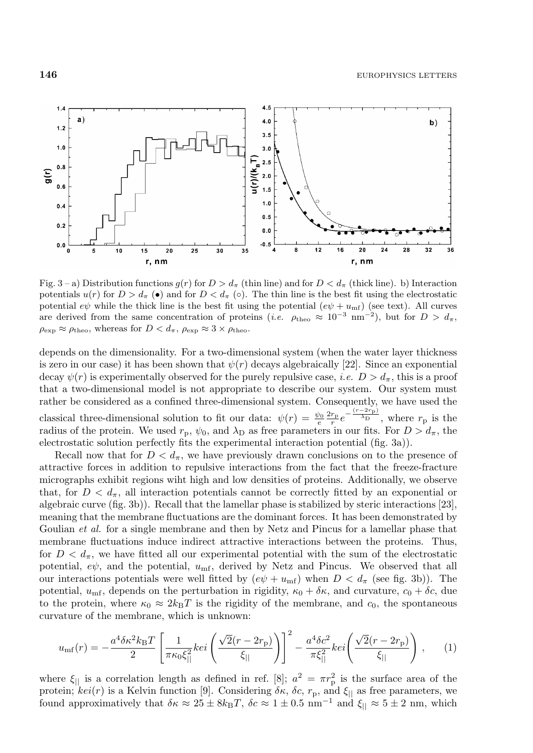Fig. 3 – a) Distribution functions $g(r)$ for $D > d_\pi$ (thin line) and for $D < d_\pi$ (thick line). b) Interaction potentials $u(r)$ for $D > d_\pi$ (•) and for $D < d_\pi$ (○). The thin line is the best fit using the electrostatic potential $e\psi$ while the thick line is the best fit using the potential $(e\psi + u_{\rm mf})$ (see text). All curves are derived from the same concentration of proteins (*i.e.* $\rho_{\rm theo} \approx 10^{-3}$ nm$^{-2}$), but for $D > d_\pi$, $\rho_{\rm exp} \approx \rho_{\rm theo}$, whereas for $D < d_\pi$, $\rho_{\rm exp} \approx 3 \times \rho_{\rm theo}$.

depends on the dimensionality. For a two-dimensional system (when the water layer thickness is zero in our case) it has been shown that $\psi(r)$ decays algebraically [22]. Since an exponential decay $\psi(r)$ is experimentally observed for the purely repulsive case, *i.e.* $D > d_\pi$, this is a proof that a two-dimensional model is not appropriate to describe our system. Our system must rather be considered as a confined three-dimensional system. Consequently, we have used the classical three-dimensional solution to fit our data: $\psi(r) = \frac{\psi_0}{e}\frac{2r_{\rm p}}{r}e^{-\frac{(r-2r_{\rm p})}{\lambda_{\rm D}}}$, where $r_{\rm p}$ is the radius of the protein. We used $r_{\rm p}$, $\psi_0$, and $\lambda_{\rm D}$ as free parameters in our fits. For $D > d_\pi$, the electrostatic solution perfectly fits the experimental interaction potential (fig. 3a)).

Recall now that for $D < d_\pi$, we have previously drawn conclusions on to the presence of attractive forces in addition to repulsive interactions from the fact that the freeze-fracture micrographs exhibit regions wiht high and low densities of proteins. Additionally, we observe that, for $D < d_\pi$, all interaction potentials cannot be correctly fitted by an exponential or algebraic curve (fig. 3b)). Recall that the lamellar phase is stabilized by steric interactions [23], meaning that the membrane fluctuations are the dominant forces. It has been demonstrated by Goulian *et al.* for a single membrane and then by Netz and Pincus for a lamellar phase that membrane fluctuations induce indirect attractive interactions between the proteins. Thus, for $D < d_\pi$, we have fitted all our experimental potential with the sum of the electrostatic potential, $e\psi$, and the potential, $u_{\rm mf}$, derived by Netz and Pincus. We observed that all our interactions potentials were well fitted by $(e\psi + u_{\rm mf})$ when $D < d_\pi$ (see fig. 3b)). The potential, $u_{\rm mf}$, depends on the perturbation in rigidity, $\kappa_0 + \delta\kappa$, and curvature, $c_0 + \delta c$, due to the protein, where $\kappa_0 \approx 2k_{\rm B}T$ is the rigidity of the membrane, and $c_0$, the spontaneous curvature of the membrane, which is unknown:

$$u_{\rm mf}(r) = -\frac{a^4\delta\kappa^2 k_{\rm B}T}{2}\left[\frac{1}{\pi\kappa_0\xi_{||}^2}kei\left(\frac{\sqrt{2}(r-2r_{\rm p})}{\xi_{||}}\right)\right]^2 - \frac{a^4\delta c^2}{\pi\xi_{||}^2}kei\left(\frac{\sqrt{2}(r-2r_{\rm p})}{\xi_{||}}\right), \qquad (1)$$

where $\xi_{||}$ is a correlation length as defined in ref. [8]; $a^2 = \pi r_{\rm p}^2$ is the surface area of the protein; $kei(r)$ is a Kelvin function [9]. Considering $\delta\kappa$, $\delta c$, $r_{\rm p}$, and $\xi_{||}$ as free parameters, we found approximatively that $\delta\kappa \approx 25 \pm 8k_{\rm B}T$, $\delta c \approx 1 \pm 0.5$ nm$^{-1}$ and $\xi_{||} \approx 5 \pm 2$ nm, which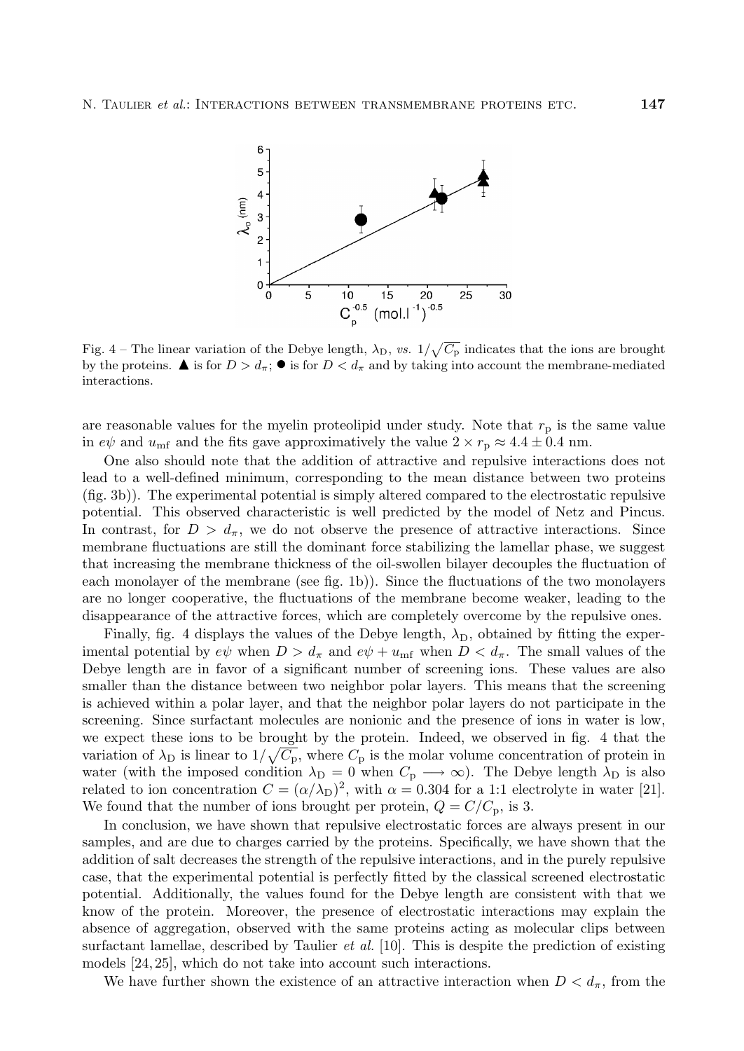Fig. 4 – The linear variation of the Debye length, $\lambda_D$, *vs.* $1/\sqrt{C_p}$ indicates that the ions are brought by the proteins. ▲ is for $D > d_\pi$; ● is for $D < d_\pi$ and by taking into account the membrane-mediated interactions.

are reasonable values for the myelin proteolipid under study. Note that $r_p$ is the same value in $e\psi$ and $u_{mf}$ and the fits gave approximatively the value $2 \times r_p \approx 4.4 \pm 0.4$ nm.

One also should note that the addition of attractive and repulsive interactions does not lead to a well-defined minimum, corresponding to the mean distance between two proteins (fig. 3b)). The experimental potential is simply altered compared to the electrostatic repulsive potential. This observed characteristic is well predicted by the model of Netz and Pincus. In contrast, for $D > d_\pi$, we do not observe the presence of attractive interactions. Since membrane fluctuations are still the dominant force stabilizing the lamellar phase, we suggest that increasing the membrane thickness of the oil-swollen bilayer decouples the fluctuation of each monolayer of the membrane (see fig. 1b)). Since the fluctuations of the two monolayers are no longer cooperative, the fluctuations of the membrane become weaker, leading to the disappearance of the attractive forces, which are completely overcome by the repulsive ones.

Finally, fig. 4 displays the values of the Debye length, $\lambda_D$, obtained by fitting the experimental potential by $e\psi$ when $D > d_\pi$ and $e\psi + u_{mf}$ when $D < d_\pi$. The small values of the Debye length are in favor of a significant number of screening ions. These values are also smaller than the distance between two neighbor polar layers. This means that the screening is achieved within a polar layer, and that the neighbor polar layers do not participate in the screening. Since surfactant molecules are nonionic and the presence of ions in water is low, we expect these ions to be brought by the protein. Indeed, we observed in fig. 4 that the variation of $\lambda_D$ is linear to $1/\sqrt{C_p}$, where $C_p$ is the molar volume concentration of protein in water (with the imposed condition $\lambda_D = 0$ when $C_p \longrightarrow \infty$). The Debye length $\lambda_D$ is also related to ion concentration $C = (\alpha/\lambda_D)^2$, with $\alpha = 0.304$ for a 1:1 electrolyte in water [21]. We found that the number of ions brought per protein, $Q = C/C_p$, is 3.

In conclusion, we have shown that repulsive electrostatic forces are always present in our samples, and are due to charges carried by the proteins. Specifically, we have shown that the addition of salt decreases the strength of the repulsive interactions, and in the purely repulsive case, that the experimental potential is perfectly fitted by the classical screened electrostatic potential. Additionally, the values found for the Debye length are consistent with that we know of the protein. Moreover, the presence of electrostatic interactions may explain the absence of aggregation, observed with the same proteins acting as molecular clips between surfactant lamellae, described by Taulier *et al.* [10]. This is despite the prediction of existing models [24, 25], which do not take into account such interactions.

We have further shown the existence of an attractive interaction when $D < d_\pi$, from the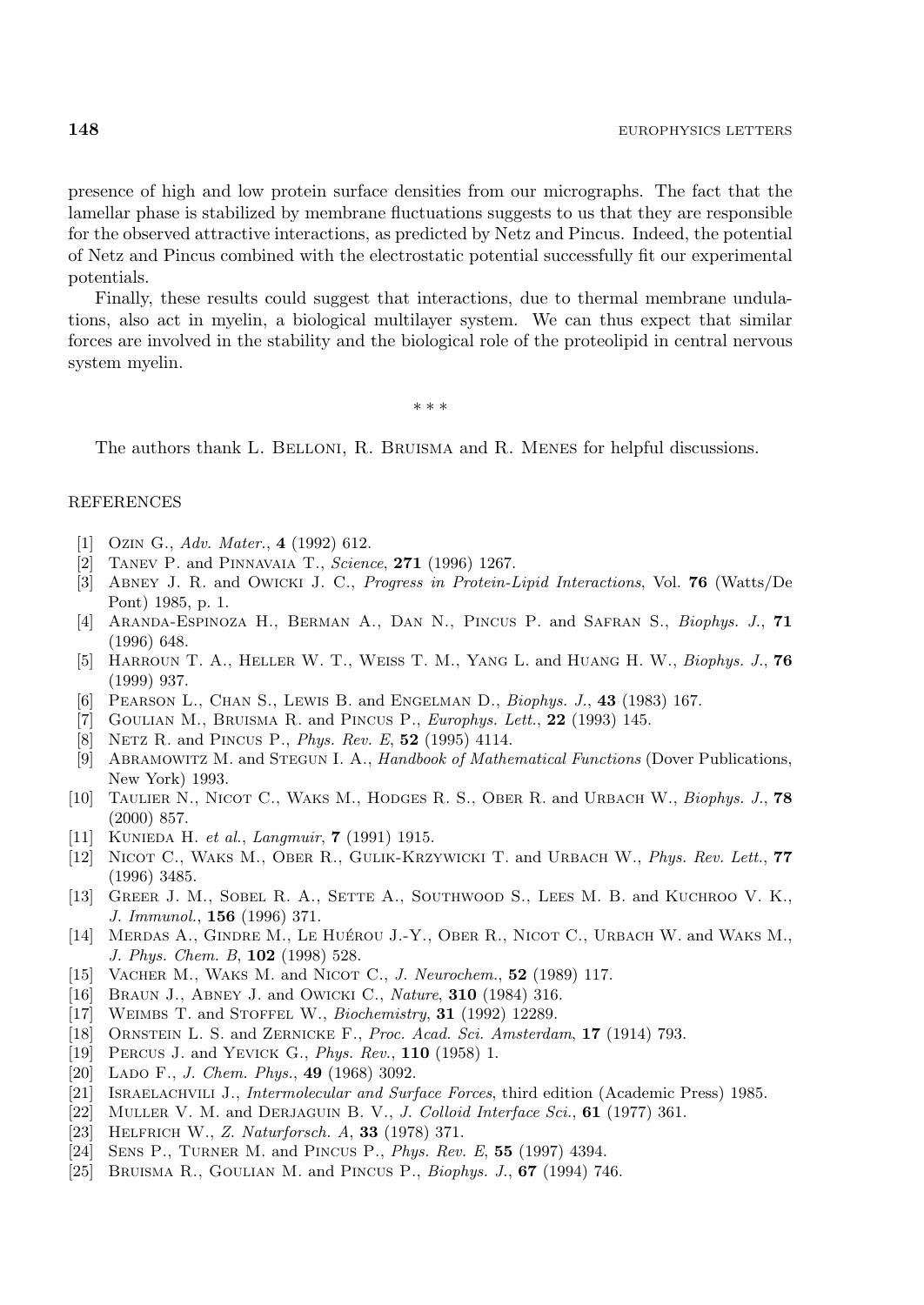presence of high and low protein surface densities from our micrographs. The fact that the lamellar phase is stabilized by membrane fluctuations suggests to us that they are responsible for the observed attractive interactions, as predicted by Netz and Pincus. Indeed, the potential of Netz and Pincus combined with the electrostatic potential successfully fit our experimental potentials.

Finally, these results could suggest that interactions, due to thermal membrane undulations, also act in myelin, a biological multilayer system. We can thus expect that similar forces are involved in the stability and the biological role of the proteolipid in central nervous system myelin.

\* \* \*

The authors thank L. Belloni, R. Bruisma and R. Menes for helpful discussions.

## REFERENCES

[1] Ozin G., *Adv. Mater.*, **4** (1992) 612.

[2] Tanev P. and Pinnavaia T., *Science*, **271** (1996) 1267.

[3] Abney J. R. and Owicki J. C., *Progress in Protein-Lipid Interactions*, Vol. **76** (Watts/De Pont) 1985, p. 1.

[4] Aranda-Espinoza H., Berman A., Dan N., Pincus P. and Safran S., *Biophys. J.*, **71** (1996) 648.

[5] Harroun T. A., Heller W. T., Weiss T. M., Yang L. and Huang H. W., *Biophys. J.*, **76** (1999) 937.

[6] Pearson L., Chan S., Lewis B. and Engelman D., *Biophys. J.*, **43** (1983) 167.

[7] Goulian M., Bruisma R. and Pincus P., *Europhys. Lett.*, **22** (1993) 145.

[8] Netz R. and Pincus P., *Phys. Rev. E*, **52** (1995) 4114.

[9] Abramowitz M. and Stegun I. A., *Handbook of Mathematical Functions* (Dover Publications, New York) 1993.

[10] Taulier N., Nicot C., Waks M., Hodges R. S., Ober R. and Urbach W., *Biophys. J.*, **78** (2000) 857.

[11] Kunieda H. *et al.*, *Langmuir*, **7** (1991) 1915.

[12] Nicot C., Waks M., Ober R., Gulik-Krzywicki T. and Urbach W., *Phys. Rev. Lett.*, **77** (1996) 3485.

[13] Greer J. M., Sobel R. A., Sette A., Southwood S., Lees M. B. and Kuchroo V. K., *J. Immunol.*, **156** (1996) 371.

[14] Merdas A., Gindre M., Le Huérou J.-Y., Ober R., Nicot C., Urbach W. and Waks M., *J. Phys. Chem. B*, **102** (1998) 528.

[15] Vacher M., Waks M. and Nicot C., *J. Neurochem.*, **52** (1989) 117.

[16] Braun J., Abney J. and Owicki C., *Nature*, **310** (1984) 316.

[17] Weimbs T. and Stoffel W., *Biochemistry*, **31** (1992) 12289.

[18] Ornstein L. S. and Zernicke F., *Proc. Acad. Sci. Amsterdam*, **17** (1914) 793.

[19] Percus J. and Yevick G., *Phys. Rev.*, **110** (1958) 1.

[20] Lado F., *J. Chem. Phys.*, **49** (1968) 3092.

[21] Israelachvili J., *Intermolecular and Surface Forces*, third edition (Academic Press) 1985.

[22] Muller V. M. and Derjaguin B. V., *J. Colloid Interface Sci.*, **61** (1977) 361.

[23] Helfrich W., *Z. Naturforsch. A*, **33** (1978) 371.

[24] Sens P., Turner M. and Pincus P., *Phys. Rev. E*, **55** (1997) 4394.

[25] Bruisma R., Goulian M. and Pincus P., *Biophys. J.*, **67** (1994) 746.